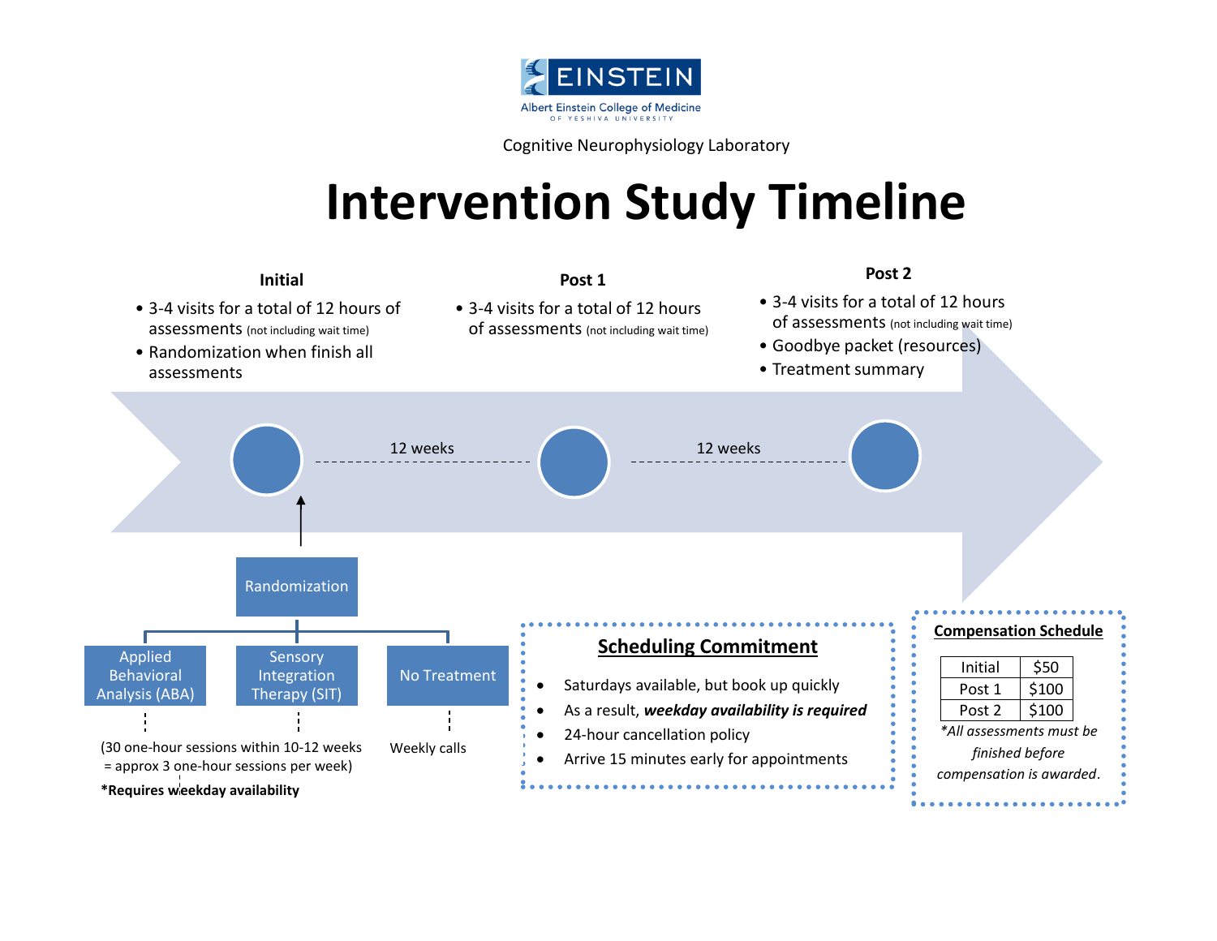Albert Einstein College of Medicine
OF YESHIVA UNIVERSITY

Cognitive Neurophysiology Laboratory

# Intervention Study Timeline

### Initial

- 3-4 visits for a total of 12 hours of assessments (not including wait time)
- Randomization when finish all assessments

### Post 1

- 3-4 visits for a total of 12 hours of assessments (not including wait time)

### Post 2

- 3-4 visits for a total of 12 hours of assessments (not including wait time)
- Goodbye packet (resources)
- Treatment summary

Initial — 12 weeks — Post 1 — 12 weeks — Post 2

**Randomization**

- Applied Behavioral Analysis (ABA)
- Sensory Integration Therapy (SIT)
  - (30 one-hour sessions within 10-12 weeks = approx 3 one-hour sessions per week)
  - **\*Requires weekday availability**
- No Treatment
  - Weekly calls

## Scheduling Commitment

- Saturdays available, but book up quickly
- As a result, ***weekday availability is required***
- 24-hour cancellation policy
- Arrive 15 minutes early for appointments

## Compensation Schedule

| | |
|---|---|
| Initial | $50 |
| Post 1 | $100 |
| Post 2 | $100 |

*\*All assessments must be finished before compensation is awarded.*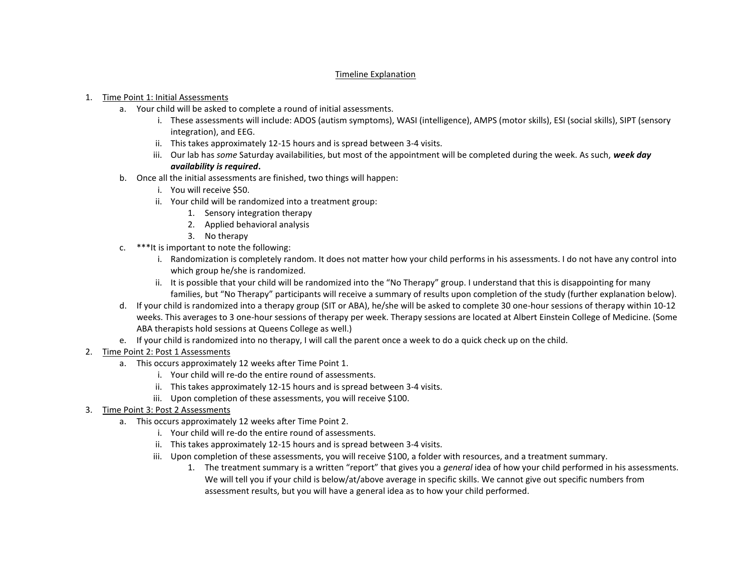<u>Timeline Explanation</u>

1. <u>Time Point 1: Initial Assessments</u>
   a. Your child will be asked to complete a round of initial assessments.
      i. These assessments will include: ADOS (autism symptoms), WASI (intelligence), AMPS (motor skills), ESI (social skills), SIPT (sensory integration), and EEG.
      ii. This takes approximately 12-15 hours and is spread between 3-4 visits.
      iii. Our lab has *some* Saturday availabilities, but most of the appointment will be completed during the week. As such, ***week day availability is required*.**
   b. Once all the initial assessments are finished, two things will happen:
      i. You will receive $50.
      ii. Your child will be randomized into a treatment group:
         1. Sensory integration therapy
         2. Applied behavioral analysis
         3. No therapy
   c. ***It is important to note the following:
      i. Randomization is completely random. It does not matter how your child performs in his assessments. I do not have any control into which group he/she is randomized.
      ii. It is possible that your child will be randomized into the "No Therapy" group. I understand that this is disappointing for many families, but "No Therapy" participants will receive a summary of results upon completion of the study (further explanation below).
   d. If your child is randomized into a therapy group (SIT or ABA), he/she will be asked to complete 30 one-hour sessions of therapy within 10-12 weeks. This averages to 3 one-hour sessions of therapy per week. Therapy sessions are located at Albert Einstein College of Medicine. (Some ABA therapists hold sessions at Queens College as well.)
   e. If your child is randomized into no therapy, I will call the parent once a week to do a quick check up on the child.
2. <u>Time Point 2: Post 1 Assessments</u>
   a. This occurs approximately 12 weeks after Time Point 1.
      i. Your child will re-do the entire round of assessments.
      ii. This takes approximately 12-15 hours and is spread between 3-4 visits.
      iii. Upon completion of these assessments, you will receive $100.
3. <u>Time Point 3: Post 2 Assessments</u>
   a. This occurs approximately 12 weeks after Time Point 2.
      i. Your child will re-do the entire round of assessments.
      ii. This takes approximately 12-15 hours and is spread between 3-4 visits.
      iii. Upon completion of these assessments, you will receive $100, a folder with resources, and a treatment summary.
         1. The treatment summary is a written "report" that gives you a *general* idea of how your child performed in his assessments. We will tell you if your child is below/at/above average in specific skills. We cannot give out specific numbers from assessment results, but you will have a general idea as to how your child performed.